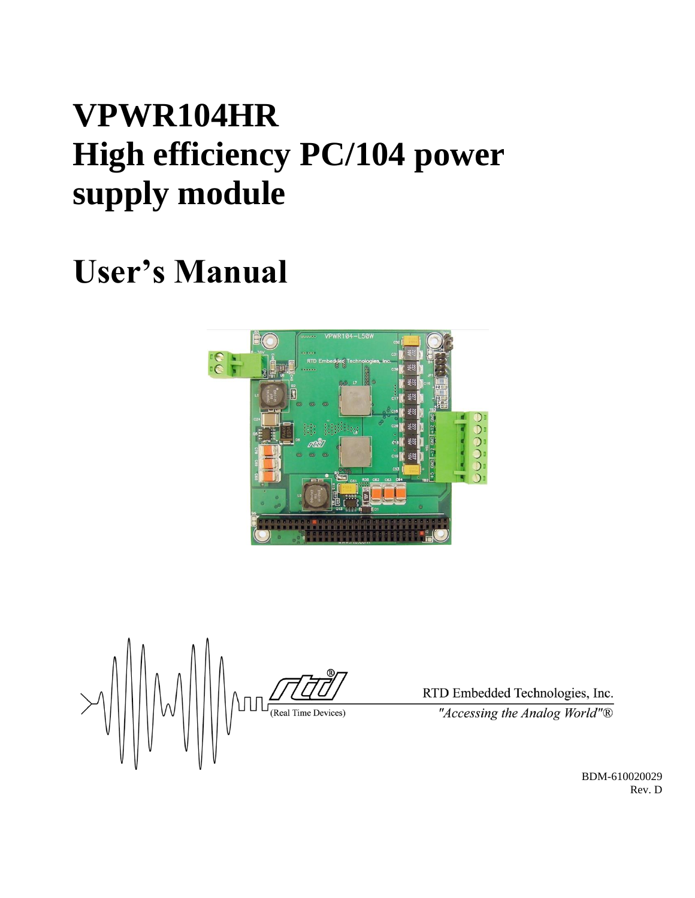# VPWR104HR
# High efficiency PC/104 power supply module

# User's Manual

RTD Embedded Technologies, Inc.

*"Accessing the Analog World"®*

(Real Time Devices)

BDM-610020029

Rev. D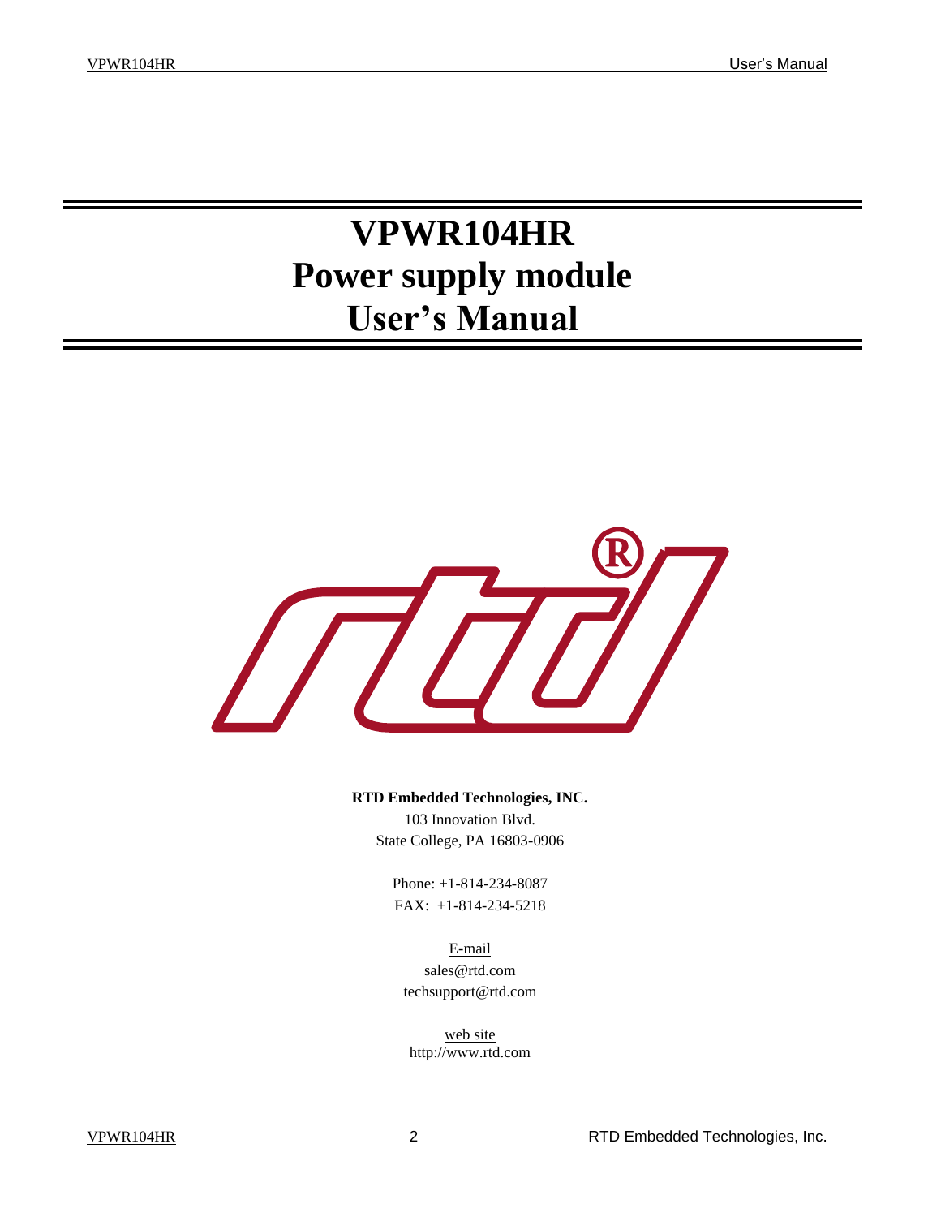# VPWR104HR Power supply module User's Manual

**RTD Embedded Technologies, INC.**
103 Innovation Blvd.
State College, PA 16803-0906

Phone: +1-814-234-8087
FAX: +1-814-234-5218

E-mail
sales@rtd.com
techsupport@rtd.com

web site
http://www.rtd.com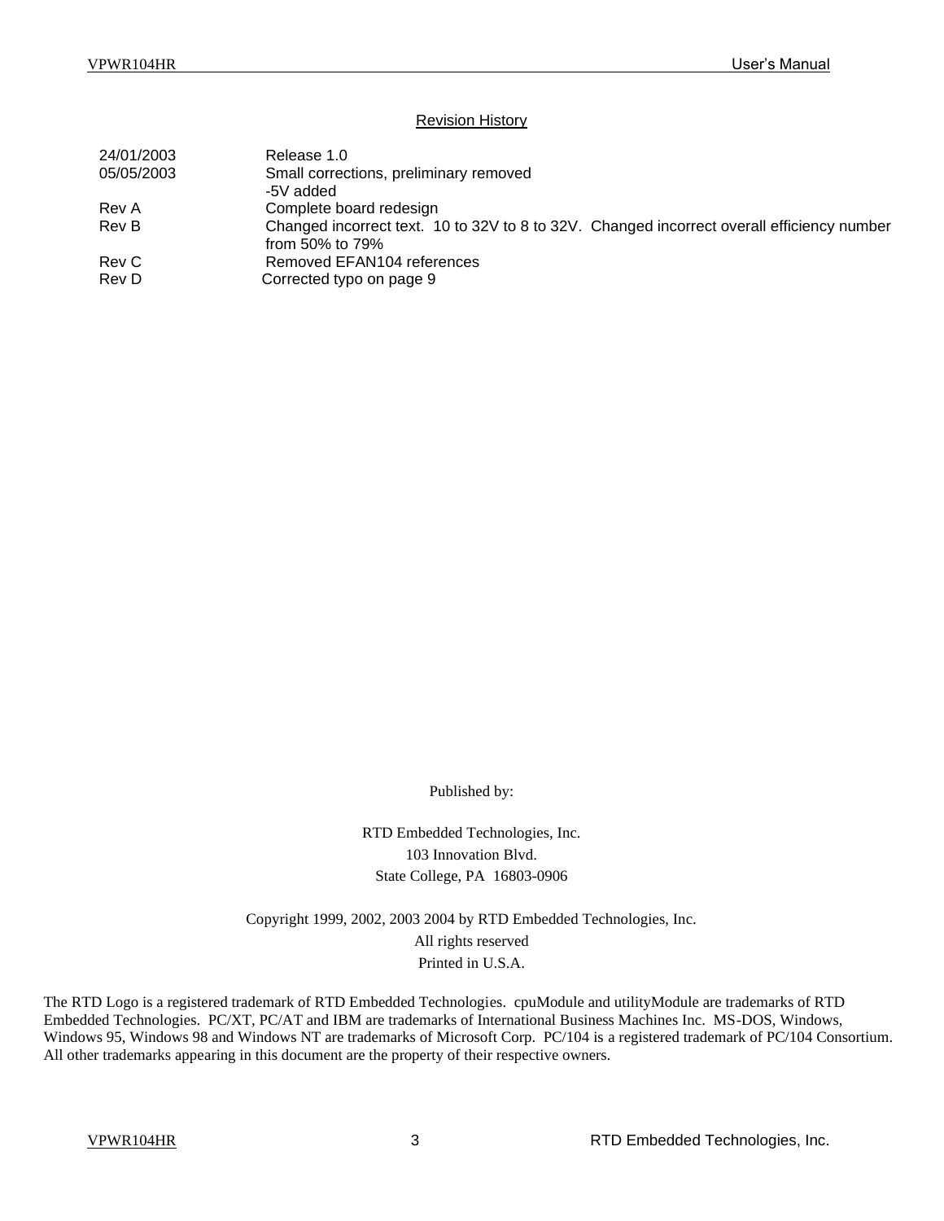## Revision History

| | |
|---|---|
| 24/01/2003 | Release 1.0 |
| 05/05/2003 | Small corrections, preliminary removed<br>-5V added |
| Rev A | Complete board redesign |
| Rev B | Changed incorrect text. 10 to 32V to 8 to 32V. Changed incorrect overall efficiency number from 50% to 79% |
| Rev C | Removed EFAN104 references |
| Rev D | Corrected typo on page 9 |

Published by:

RTD Embedded Technologies, Inc.
103 Innovation Blvd.
State College, PA 16803-0906

Copyright 1999, 2002, 2003 2004 by RTD Embedded Technologies, Inc.
All rights reserved
Printed in U.S.A.

The RTD Logo is a registered trademark of RTD Embedded Technologies. cpuModule and utilityModule are trademarks of RTD Embedded Technologies. PC/XT, PC/AT and IBM are trademarks of International Business Machines Inc. MS-DOS, Windows, Windows 95, Windows 98 and Windows NT are trademarks of Microsoft Corp. PC/104 is a registered trademark of PC/104 Consortium. All other trademarks appearing in this document are the property of their respective owners.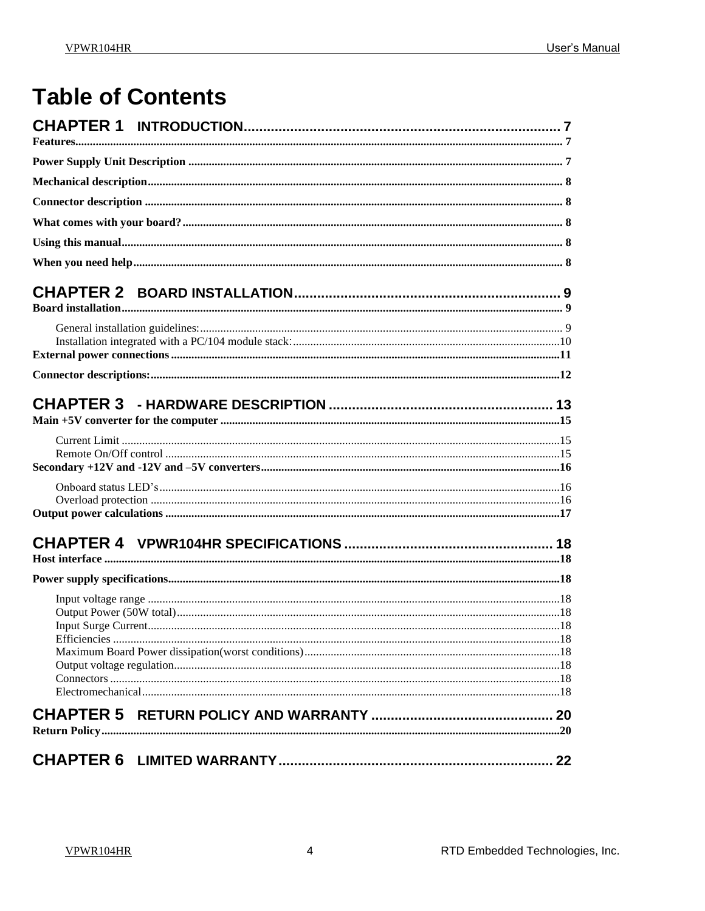# Table of Contents

**CHAPTER 1 INTRODUCTION** .......... 7

Features .......... 7

Power Supply Unit Description .......... 7

Mechanical description .......... 8

Connector description .......... 8

What comes with your board? .......... 8

Using this manual .......... 8

When you need help .......... 8

**CHAPTER 2 BOARD INSTALLATION** .......... 9

Board installation .......... 9

- General installation guidelines: .......... 9
- Installation integrated with a PC/104 module stack: .......... 10

External power connections .......... 11

Connector descriptions: .......... 12

**CHAPTER 3 - HARDWARE DESCRIPTION** .......... 13

Main +5V converter for the computer .......... 15

- Current Limit .......... 15
- Remote On/Off control .......... 15

Secondary +12V and -12V and –5V converters .......... 16

- Onboard status LED's .......... 16
- Overload protection .......... 16

Output power calculations .......... 17

**CHAPTER 4 VPWR104HR SPECIFICATIONS** .......... 18

Host interface .......... 18

Power supply specifications .......... 18

- Input voltage range .......... 18
- Output Power (50W total) .......... 18
- Input Surge Current .......... 18
- Efficiencies .......... 18
- Maximum Board Power dissipation(worst conditions) .......... 18
- Output voltage regulation .......... 18
- Connectors .......... 18
- Electromechanical .......... 18

**CHAPTER 5 RETURN POLICY AND WARRANTY** .......... 20

Return Policy .......... 20

**CHAPTER 6 LIMITED WARRANTY** .......... 22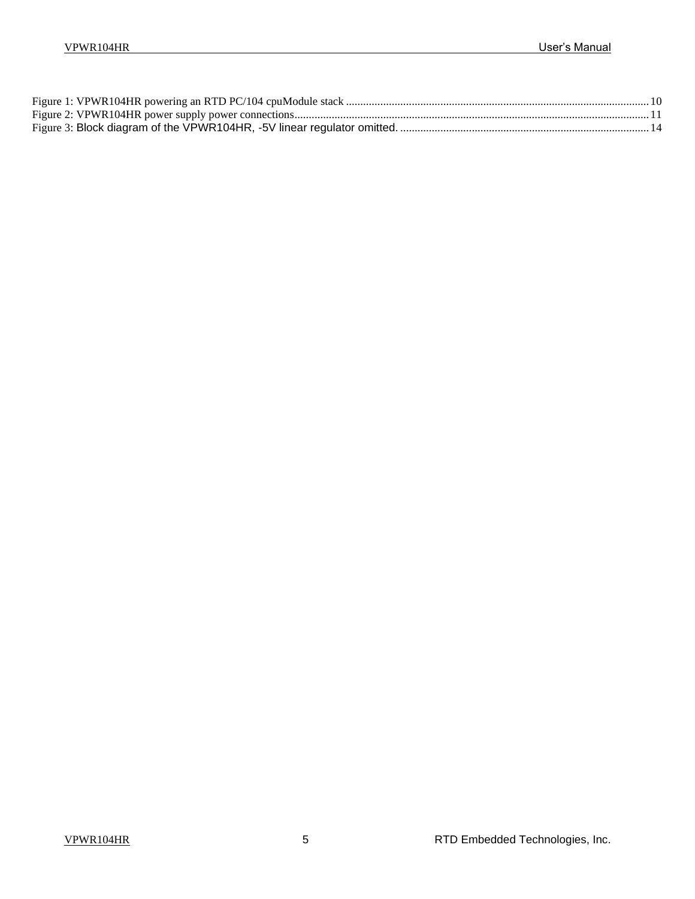Figure 1: VPWR104HR powering an RTD PC/104 cpuModule stack ........................................................................................................10
Figure 2: VPWR104HR power supply power connections..........................................................................................................................11
Figure 3: Block diagram of the VPWR104HR, -5V linear regulator omitted. ......................................................................................14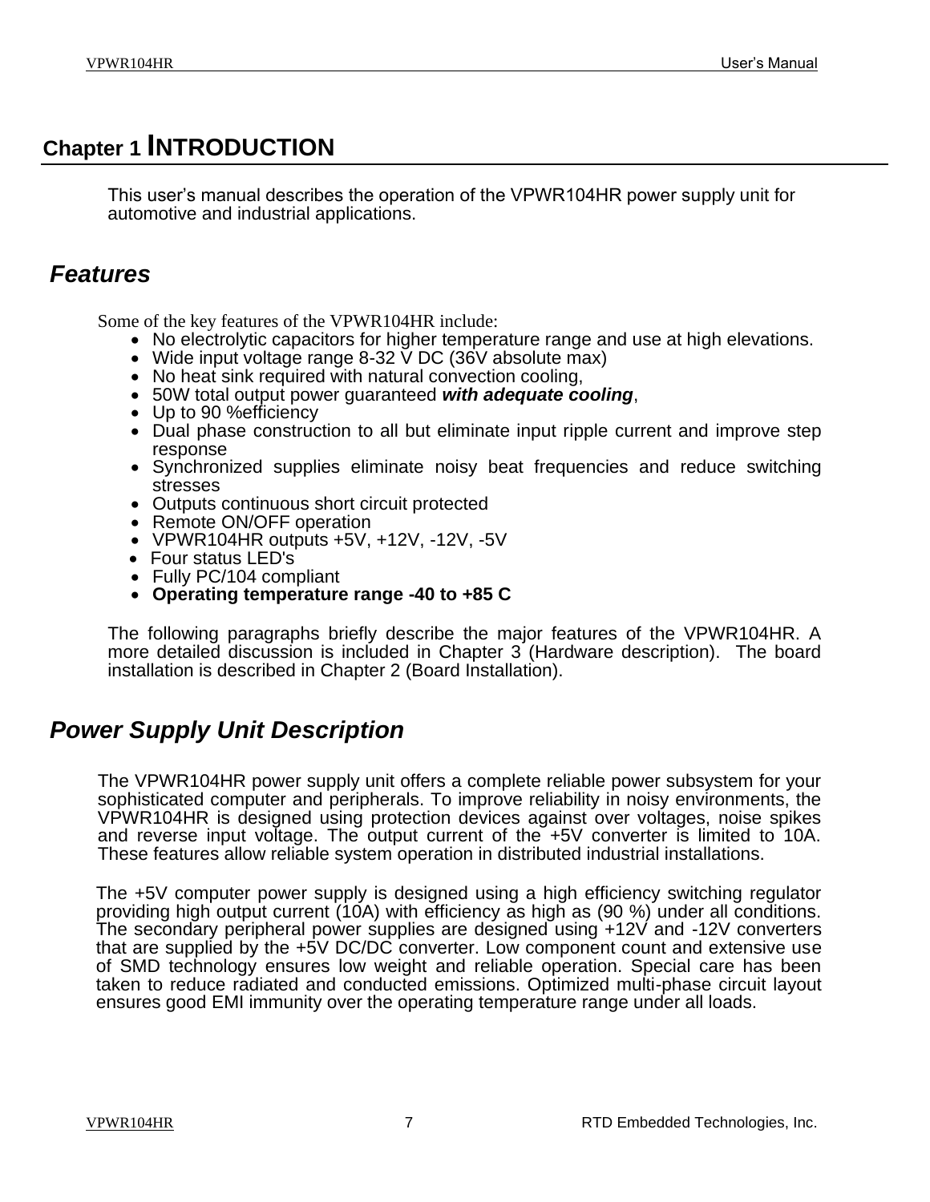# Chapter 1 INTRODUCTION

This user's manual describes the operation of the VPWR104HR power supply unit for automotive and industrial applications.

## Features

Some of the key features of the VPWR104HR include:

- No electrolytic capacitors for higher temperature range and use at high elevations.
- Wide input voltage range 8-32 V DC (36V absolute max)
- No heat sink required with natural convection cooling,
- 50W total output power guaranteed ***with adequate cooling***,
- Up to 90 %efficiency
- Dual phase construction to all but eliminate input ripple current and improve step response
- Synchronized supplies eliminate noisy beat frequencies and reduce switching stresses
- Outputs continuous short circuit protected
- Remote ON/OFF operation
- VPWR104HR outputs +5V, +12V, -12V, -5V
- Four status LED's
- Fully PC/104 compliant
- **Operating temperature range -40 to +85 C**

The following paragraphs briefly describe the major features of the VPWR104HR. A more detailed discussion is included in Chapter 3 (Hardware description). The board installation is described in Chapter 2 (Board Installation).

## Power Supply Unit Description

The VPWR104HR power supply unit offers a complete reliable power subsystem for your sophisticated computer and peripherals. To improve reliability in noisy environments, the VPWR104HR is designed using protection devices against over voltages, noise spikes and reverse input voltage. The output current of the +5V converter is limited to 10A. These features allow reliable system operation in distributed industrial installations.

The +5V computer power supply is designed using a high efficiency switching regulator providing high output current (10A) with efficiency as high as (90 %) under all conditions. The secondary peripheral power supplies are designed using +12V and -12V converters that are supplied by the +5V DC/DC converter. Low component count and extensive use of SMD technology ensures low weight and reliable operation. Special care has been taken to reduce radiated and conducted emissions. Optimized multi-phase circuit layout ensures good EMI immunity over the operating temperature range under all loads.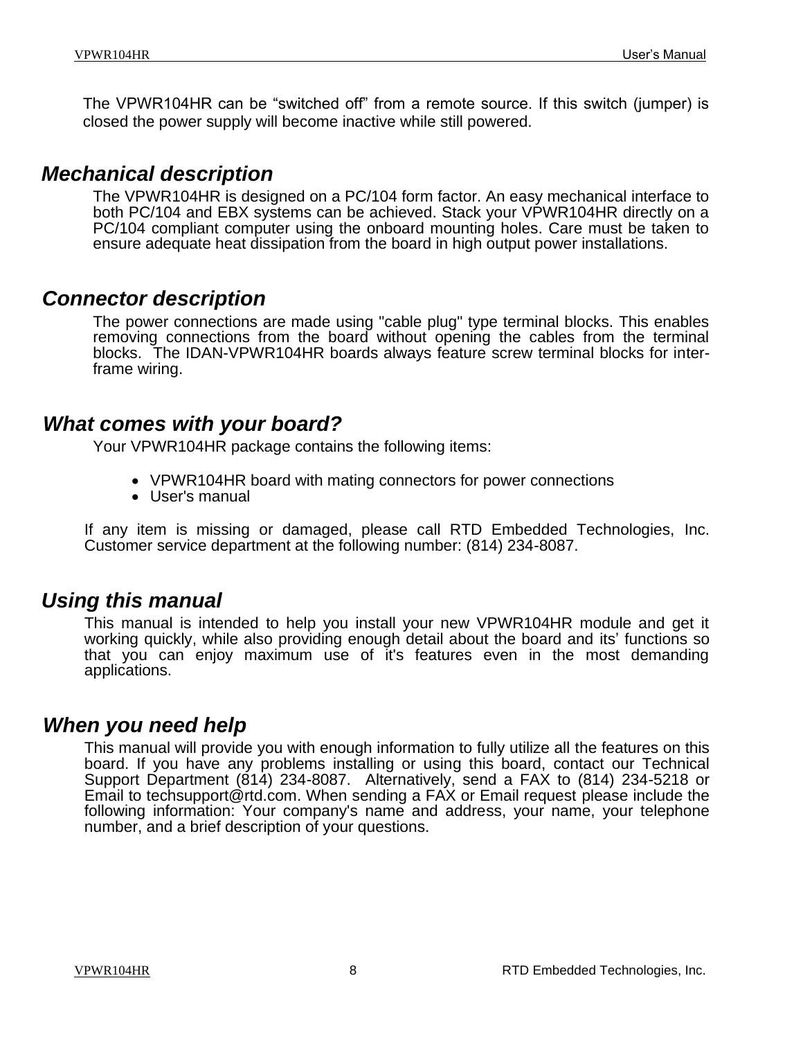The VPWR104HR can be “switched off” from a remote source. If this switch (jumper) is closed the power supply will become inactive while still powered.

## *Mechanical description*

The VPWR104HR is designed on a PC/104 form factor. An easy mechanical interface to both PC/104 and EBX systems can be achieved. Stack your VPWR104HR directly on a PC/104 compliant computer using the onboard mounting holes. Care must be taken to ensure adequate heat dissipation from the board in high output power installations.

## *Connector description*

The power connections are made using "cable plug" type terminal blocks. This enables removing connections from the board without opening the cables from the terminal blocks. The IDAN-VPWR104HR boards always feature screw terminal blocks for inter-frame wiring.

## *What comes with your board?*

Your VPWR104HR package contains the following items:

- VPWR104HR board with mating connectors for power connections
- User's manual

If any item is missing or damaged, please call RTD Embedded Technologies, Inc. Customer service department at the following number: (814) 234-8087.

## *Using this manual*

This manual is intended to help you install your new VPWR104HR module and get it working quickly, while also providing enough detail about the board and its’ functions so that you can enjoy maximum use of it's features even in the most demanding applications.

## *When you need help*

This manual will provide you with enough information to fully utilize all the features on this board. If you have any problems installing or using this board, contact our Technical Support Department (814) 234-8087. Alternatively, send a FAX to (814) 234-5218 or Email to techsupport@rtd.com. When sending a FAX or Email request please include the following information: Your company's name and address, your name, your telephone number, and a brief description of your questions.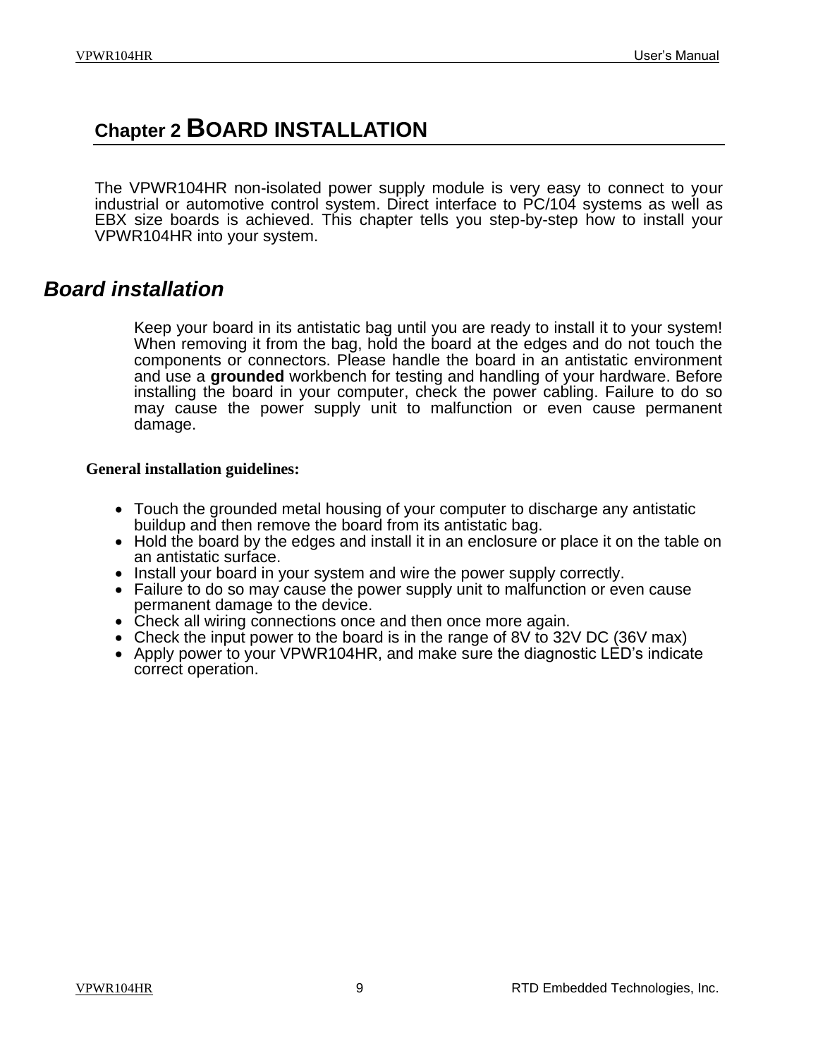# Chapter 2 BOARD INSTALLATION

The VPWR104HR non-isolated power supply module is very easy to connect to your industrial or automotive control system. Direct interface to PC/104 systems as well as EBX size boards is achieved. This chapter tells you step-by-step how to install your VPWR104HR into your system.

## *Board installation*

Keep your board in its antistatic bag until you are ready to install it to your system! When removing it from the bag, hold the board at the edges and do not touch the components or connectors. Please handle the board in an antistatic environment and use a **grounded** workbench for testing and handling of your hardware. Before installing the board in your computer, check the power cabling. Failure to do so may cause the power supply unit to malfunction or even cause permanent damage.

### General installation guidelines:

- Touch the grounded metal housing of your computer to discharge any antistatic buildup and then remove the board from its antistatic bag.
- Hold the board by the edges and install it in an enclosure or place it on the table on an antistatic surface.
- Install your board in your system and wire the power supply correctly.
- Failure to do so may cause the power supply unit to malfunction or even cause permanent damage to the device.
- Check all wiring connections once and then once more again.
- Check the input power to the board is in the range of 8V to 32V DC (36V max)
- Apply power to your VPWR104HR, and make sure the diagnostic LED's indicate correct operation.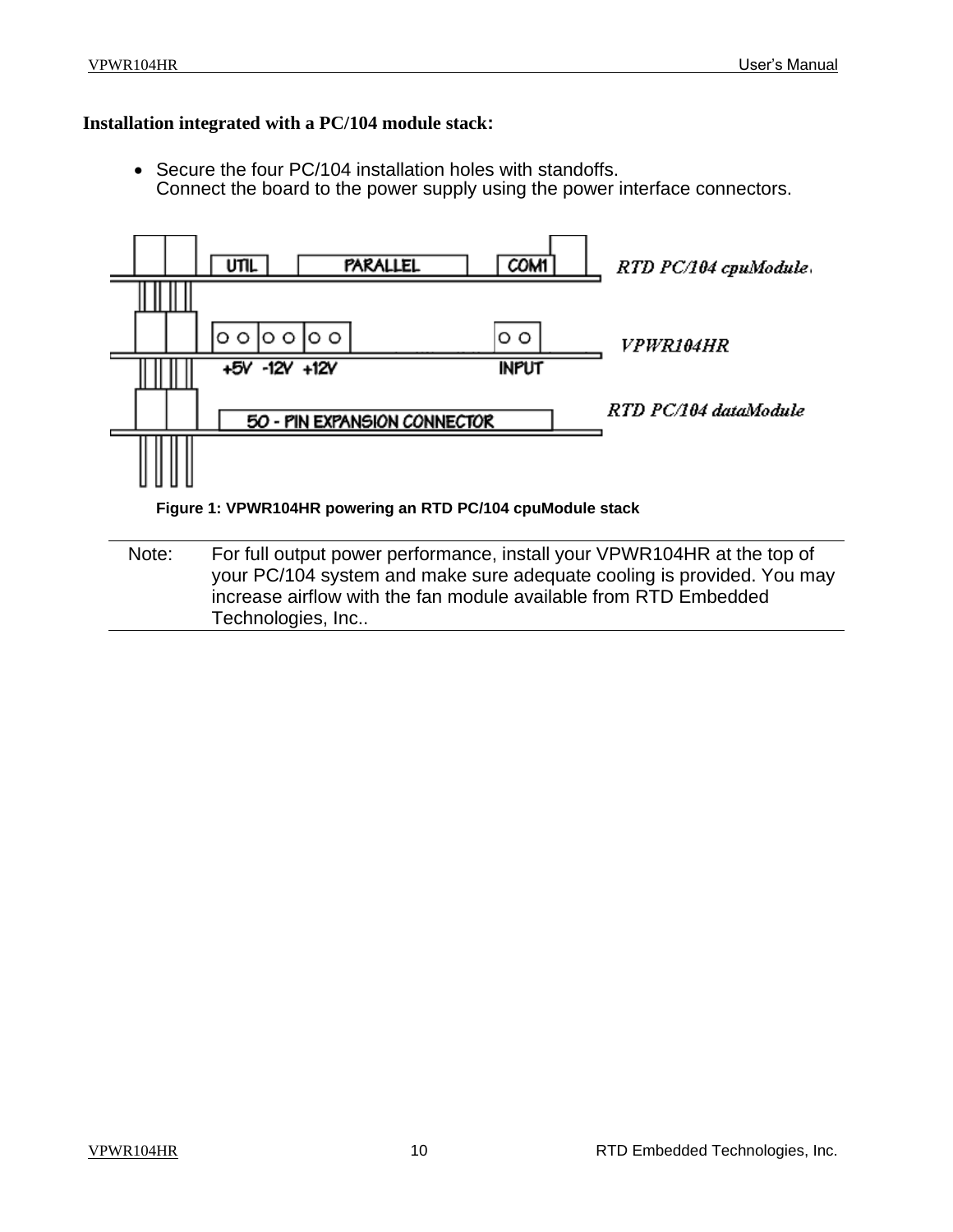## Installation integrated with a PC/104 module stack:

- Secure the four PC/104 installation holes with standoffs.
  Connect the board to the power supply using the power interface connectors.

**Figure 1: VPWR104HR powering an RTD PC/104 cpuModule stack**

---

Note: For full output power performance, install your VPWR104HR at the top of your PC/104 system and make sure adequate cooling is provided. You may increase airflow with the fan module available from RTD Embedded Technologies, Inc..

---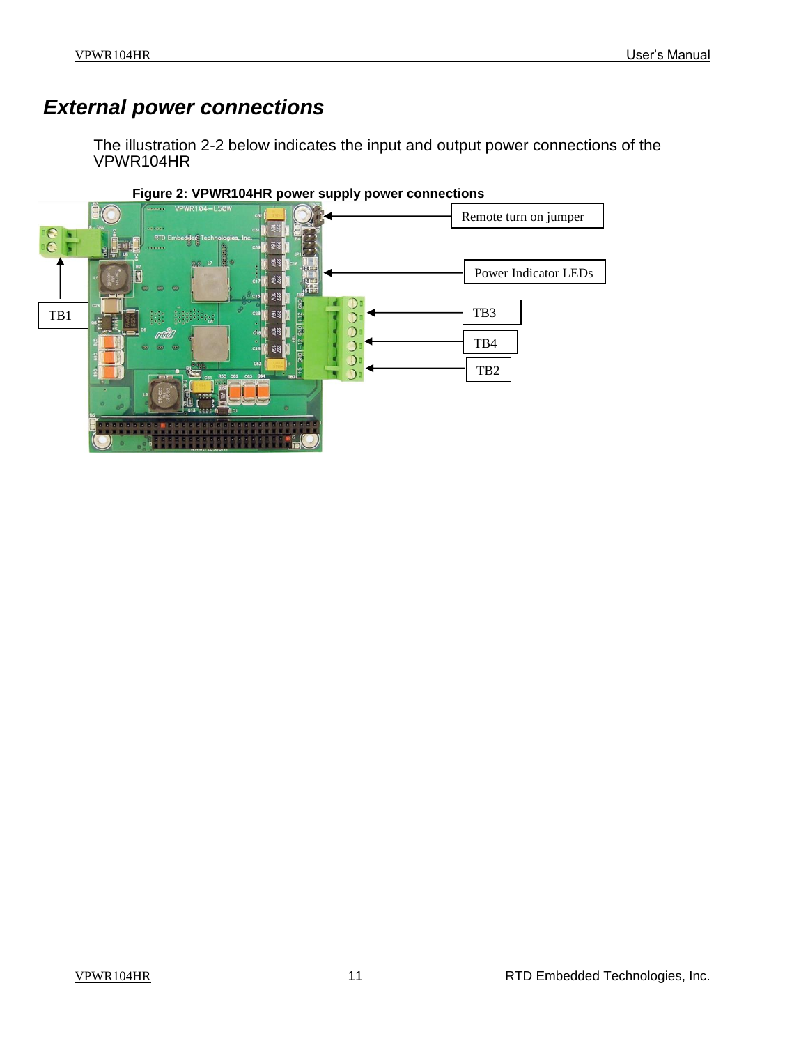# External power connections

The illustration 2-2 below indicates the input and output power connections of the VPWR104HR

**Figure 2: VPWR104HR power supply power connections**

Remote turn on jumper

Power Indicator LEDs

TB1

TB3

TB4

TB2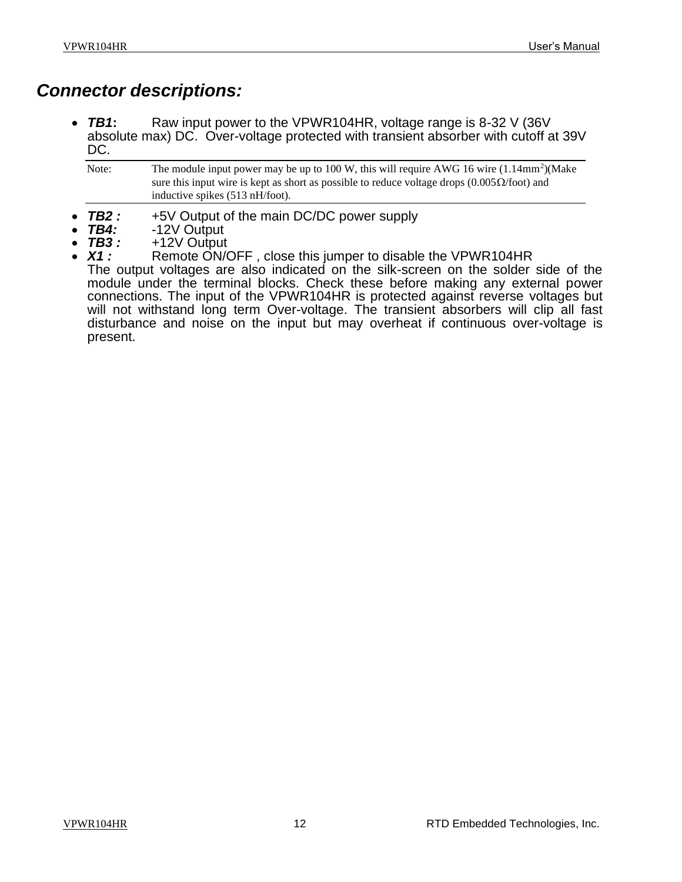## *Connector descriptions:*

- ***TB1*:** Raw input power to the VPWR104HR, voltage range is 8-32 V (36V absolute max) DC. Over-voltage protected with transient absorber with cutoff at 39V DC.

> Note: The module input power may be up to 100 W, this will require AWG 16 wire ($1.14mm^2$)(Make sure this input wire is kept as short as possible to reduce voltage drops (0.005Ω/foot) and inductive spikes (513 nH/foot).

- ***TB2 :*** +5V Output of the main DC/DC power supply
- ***TB4:*** -12V Output
- ***TB3 :*** +12V Output
- ***X1 :*** Remote ON/OFF , close this jumper to disable the VPWR104HR

The output voltages are also indicated on the silk-screen on the solder side of the module under the terminal blocks. Check these before making any external power connections. The input of the VPWR104HR is protected against reverse voltages but will not withstand long term Over-voltage. The transient absorbers will clip all fast disturbance and noise on the input but may overheat if continuous over-voltage is present.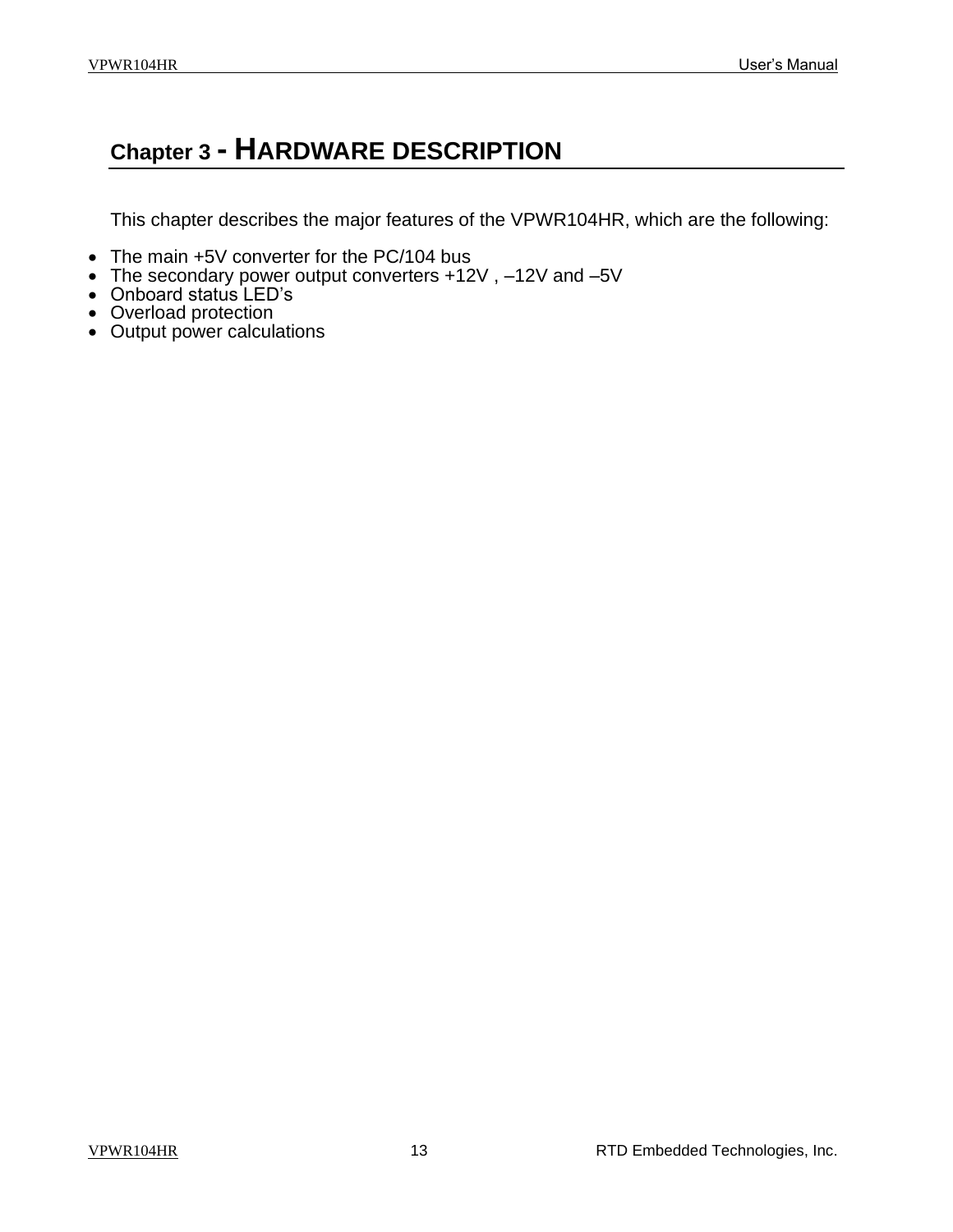# Chapter 3 - HARDWARE DESCRIPTION

This chapter describes the major features of the VPWR104HR, which are the following:

- The main +5V converter for the PC/104 bus
- The secondary power output converters +12V , –12V and –5V
- Onboard status LED's
- Overload protection
- Output power calculations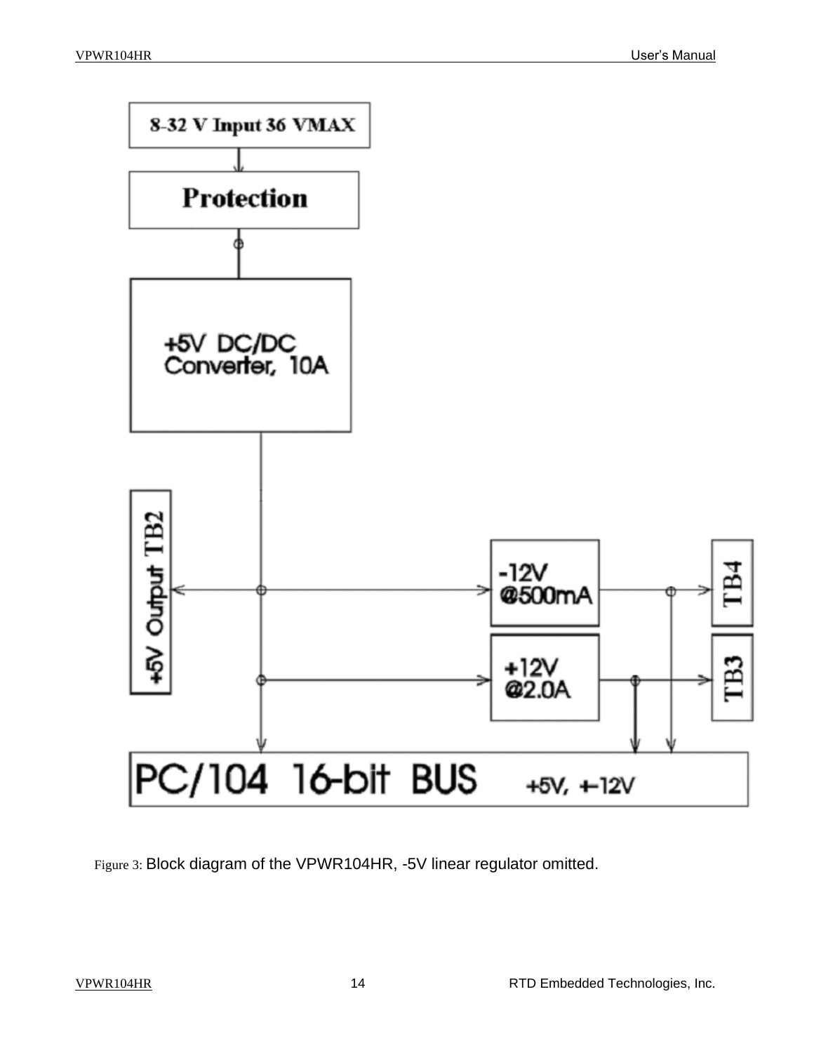Figure 3: Block diagram of the VPWR104HR, -5V linear regulator omitted.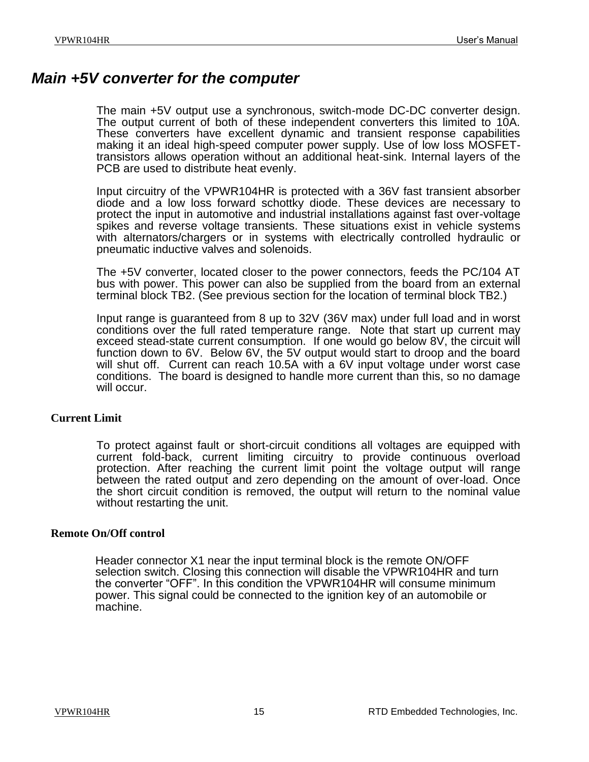## *Main +5V converter for the computer*

The main +5V output use a synchronous, switch-mode DC-DC converter design. The output current of both of these independent converters this limited to 10A. These converters have excellent dynamic and transient response capabilities making it an ideal high-speed computer power supply. Use of low loss MOSFET-transistors allows operation without an additional heat-sink. Internal layers of the PCB are used to distribute heat evenly.

Input circuitry of the VPWR104HR is protected with a 36V fast transient absorber diode and a low loss forward schottky diode. These devices are necessary to protect the input in automotive and industrial installations against fast over-voltage spikes and reverse voltage transients. These situations exist in vehicle systems with alternators/chargers or in systems with electrically controlled hydraulic or pneumatic inductive valves and solenoids.

The +5V converter, located closer to the power connectors, feeds the PC/104 AT bus with power. This power can also be supplied from the board from an external terminal block TB2. (See previous section for the location of terminal block TB2.)

Input range is guaranteed from 8 up to 32V (36V max) under full load and in worst conditions over the full rated temperature range. Note that start up current may exceed stead-state current consumption. If one would go below 8V, the circuit will function down to 6V. Below 6V, the 5V output would start to droop and the board will shut off. Current can reach 10.5A with a 6V input voltage under worst case conditions. The board is designed to handle more current than this, so no damage will occur.

### Current Limit

To protect against fault or short-circuit conditions all voltages are equipped with current fold-back, current limiting circuitry to provide continuous overload protection. After reaching the current limit point the voltage output will range between the rated output and zero depending on the amount of over-load. Once the short circuit condition is removed, the output will return to the nominal value without restarting the unit.

### Remote On/Off control

Header connector X1 near the input terminal block is the remote ON/OFF selection switch. Closing this connection will disable the VPWR104HR and turn the converter "OFF". In this condition the VPWR104HR will consume minimum power. This signal could be connected to the ignition key of an automobile or machine.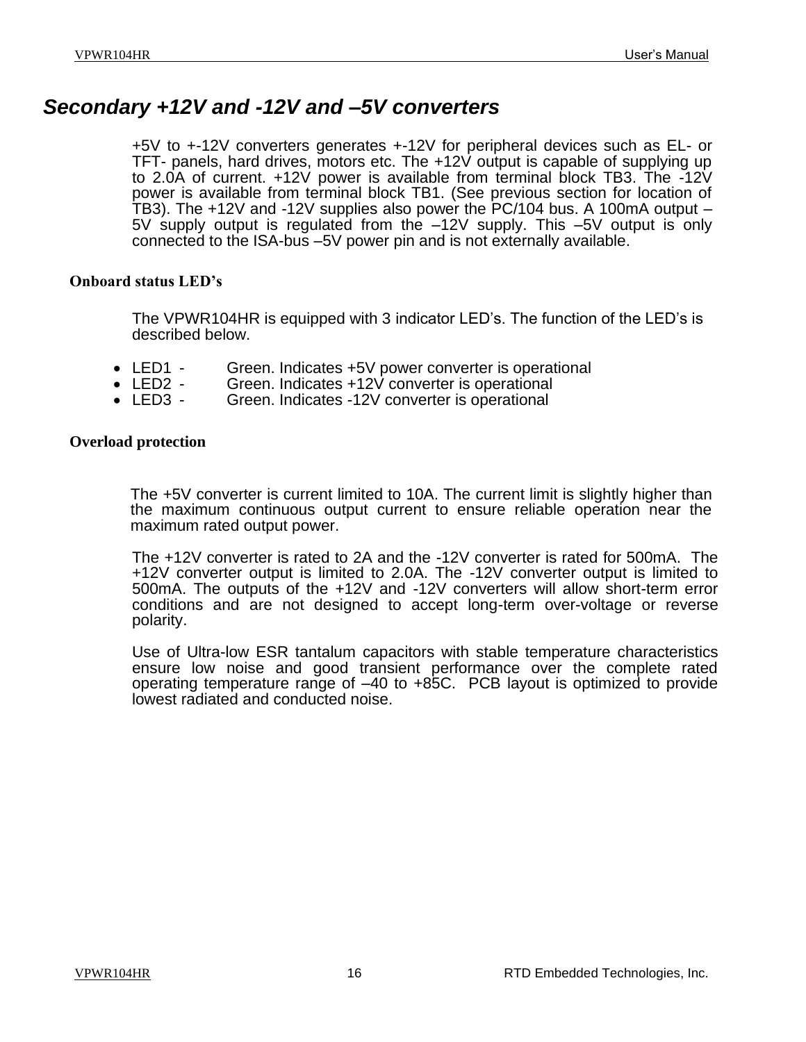## *Secondary +12V and -12V and –5V converters*

+5V to +-12V converters generates +-12V for peripheral devices such as EL- or TFT- panels, hard drives, motors etc. The +12V output is capable of supplying up to 2.0A of current. +12V power is available from terminal block TB3. The -12V power is available from terminal block TB1. (See previous section for location of TB3). The +12V and -12V supplies also power the PC/104 bus. A 100mA output –5V supply output is regulated from the –12V supply. This –5V output is only connected to the ISA-bus –5V power pin and is not externally available.

### Onboard status LED's

The VPWR104HR is equipped with 3 indicator LED's. The function of the LED's is described below.

- LED1 - Green. Indicates +5V power converter is operational
- LED2 - Green. Indicates +12V converter is operational
- LED3 - Green. Indicates -12V converter is operational

### Overload protection

The +5V converter is current limited to 10A. The current limit is slightly higher than the maximum continuous output current to ensure reliable operation near the maximum rated output power.

The +12V converter is rated to 2A and the -12V converter is rated for 500mA. The +12V converter output is limited to 2.0A. The -12V converter output is limited to 500mA. The outputs of the +12V and -12V converters will allow short-term error conditions and are not designed to accept long-term over-voltage or reverse polarity.

Use of Ultra-low ESR tantalum capacitors with stable temperature characteristics ensure low noise and good transient performance over the complete rated operating temperature range of –40 to +85C. PCB layout is optimized to provide lowest radiated and conducted noise.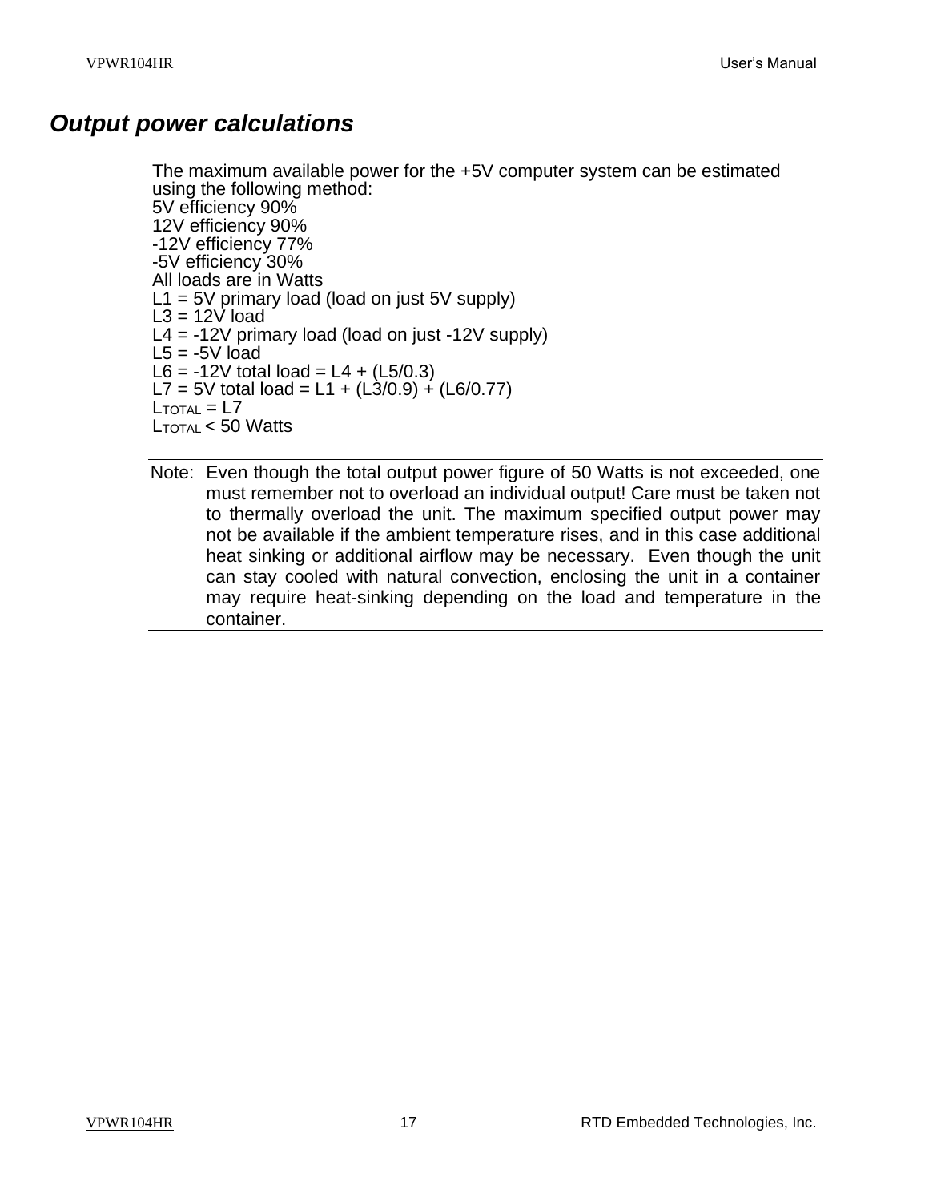## *Output power calculations*

The maximum available power for the +5V computer system can be estimated using the following method:
5V efficiency 90%
12V efficiency 90%
-12V efficiency 77%
-5V efficiency 30%
All loads are in Watts
L1 = 5V primary load (load on just 5V supply)
L3 = 12V load
L4 = -12V primary load (load on just -12V supply)
L5 = -5V load
L6 = -12V total load = L4 + (L5/0.3)
L7 = 5V total load = L1 + (L3/0.9) + (L6/0.77)
$L_{TOTAL}$ = L7
$L_{TOTAL}$ < 50 Watts

---

Note: Even though the total output power figure of 50 Watts is not exceeded, one must remember not to overload an individual output! Care must be taken not to thermally overload the unit. The maximum specified output power may not be available if the ambient temperature rises, and in this case additional heat sinking or additional airflow may be necessary. Even though the unit can stay cooled with natural convection, enclosing the unit in a container may require heat-sinking depending on the load and temperature in the container.

---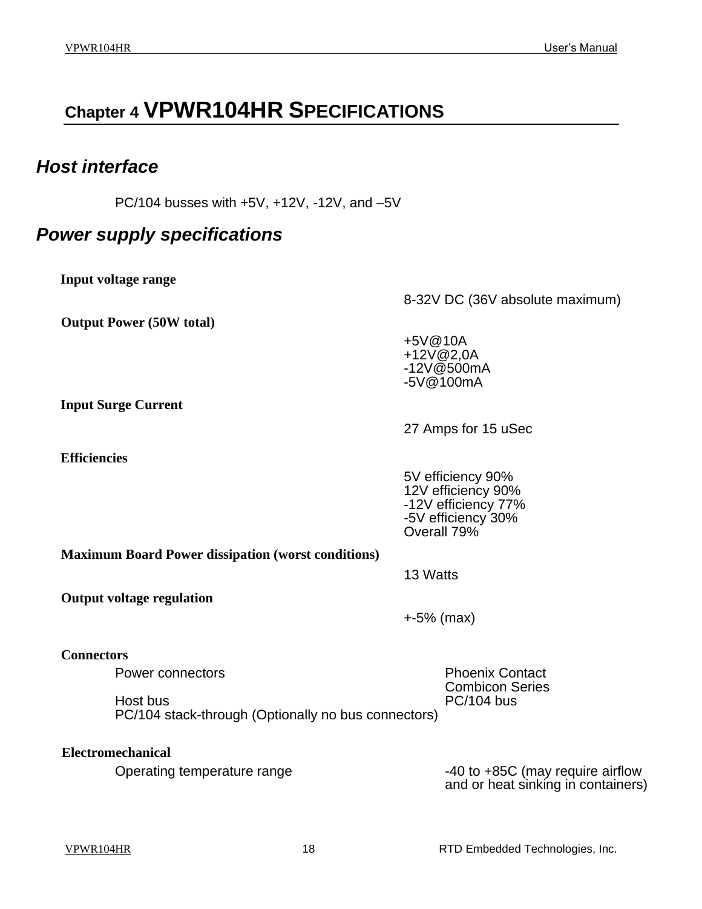# Chapter 4 VPWR104HR SPECIFICATIONS

## *Host interface*

PC/104 busses with +5V, +12V, -12V, and –5V

## *Power supply specifications*

**Input voltage range**

8-32V DC (36V absolute maximum)

**Output Power (50W total)**

+5V@10A
+12V@2,0A
-12V@500mA
-5V@100mA

**Input Surge Current**

27 Amps for 15 uSec

**Efficiencies**

5V efficiency 90%
12V efficiency 90%
-12V efficiency 77%
-5V efficiency 30%
Overall 79%

**Maximum Board Power dissipation (worst conditions)**

13 Watts

**Output voltage regulation**

+-5% (max)

**Connectors**

Power connectors — Phoenix Contact Combicon Series
Host bus — PC/104 bus
PC/104 stack-through (Optionally no bus connectors)

**Electromechanical**

Operating temperature range — -40 to +85C (may require airflow and or heat sinking in containers)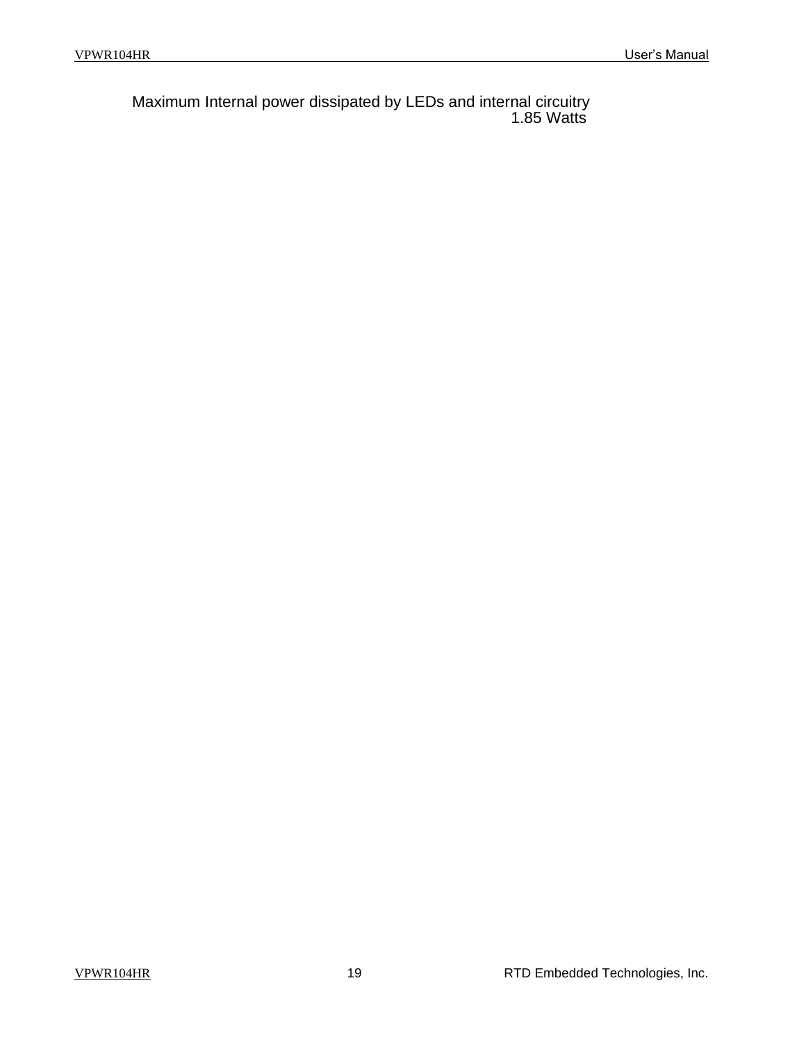Maximum Internal power dissipated by LEDs and internal circuitry 1.85 Watts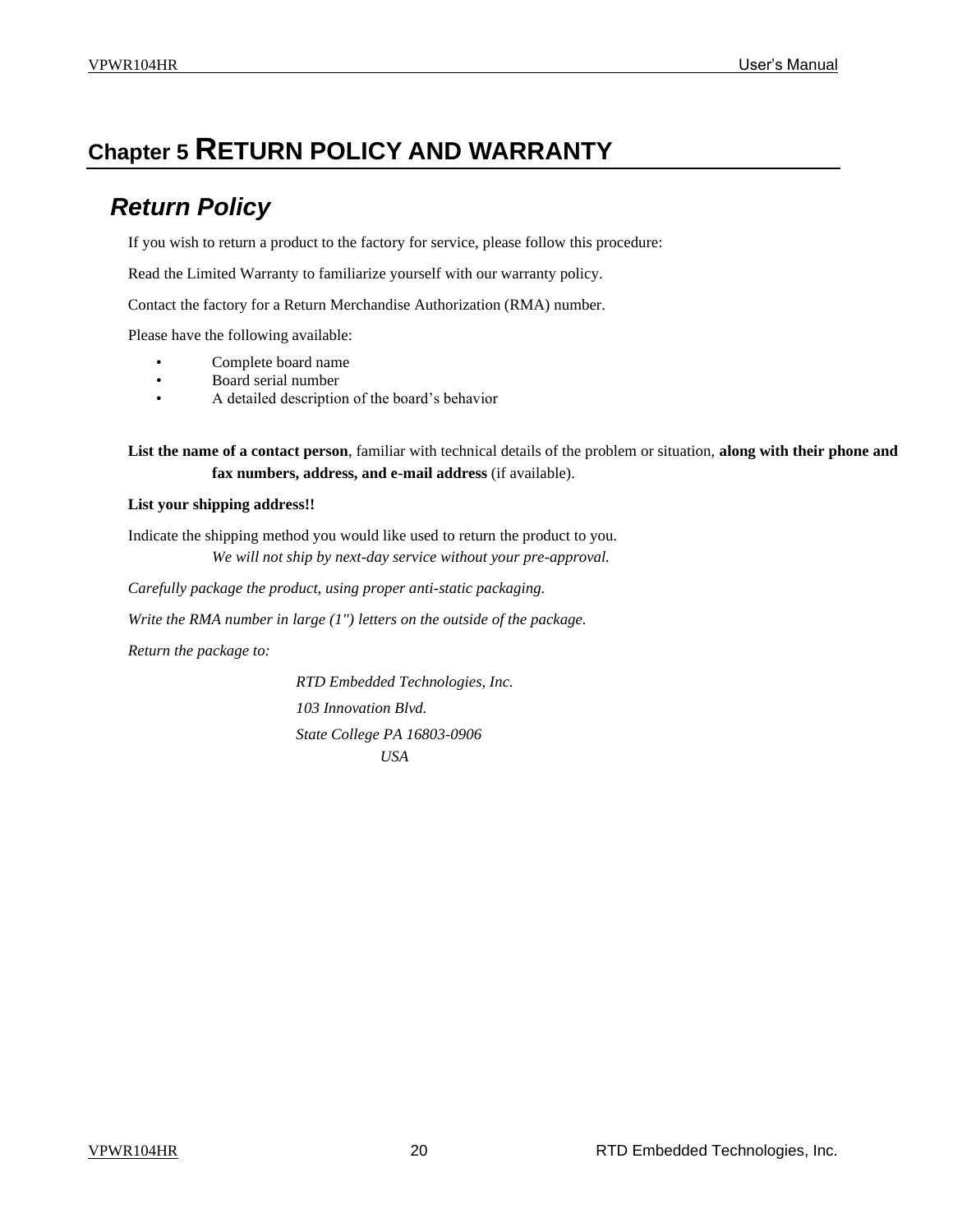# Chapter 5 RETURN POLICY AND WARRANTY

## *Return Policy*

If you wish to return a product to the factory for service, please follow this procedure:

Read the Limited Warranty to familiarize yourself with our warranty policy.

Contact the factory for a Return Merchandise Authorization (RMA) number.

Please have the following available:

- Complete board name
- Board serial number
- A detailed description of the board's behavior

**List the name of a contact person**, familiar with technical details of the problem or situation, **along with their phone and fax numbers, address, and e-mail address** (if available).

**List your shipping address!!**

Indicate the shipping method you would like used to return the product to you.
*We will not ship by next-day service without your pre-approval.*

*Carefully package the product, using proper anti-static packaging.*

*Write the RMA number in large (1") letters on the outside of the package.*

*Return the package to:*

*RTD Embedded Technologies, Inc.*

*103 Innovation Blvd.*

*State College PA 16803-0906*
*USA*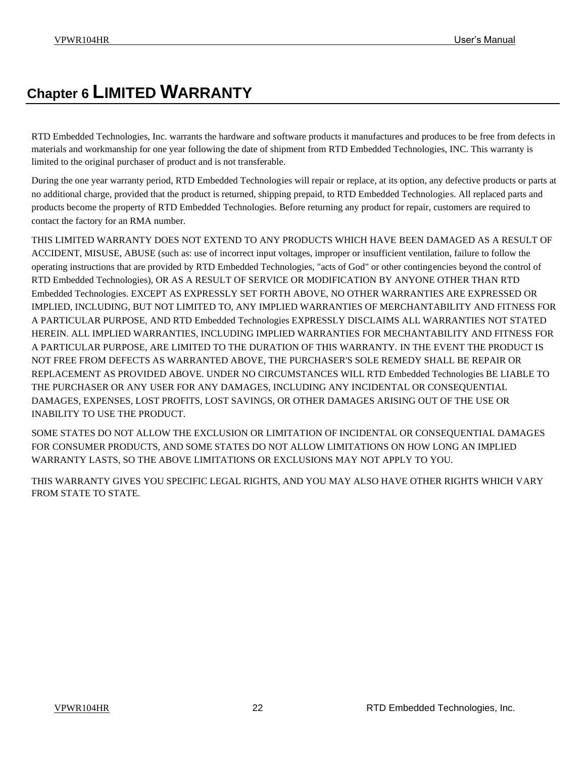# Chapter 6 LIMITED WARRANTY

RTD Embedded Technologies, Inc. warrants the hardware and software products it manufactures and produces to be free from defects in materials and workmanship for one year following the date of shipment from RTD Embedded Technologies, INC. This warranty is limited to the original purchaser of product and is not transferable.

During the one year warranty period, RTD Embedded Technologies will repair or replace, at its option, any defective products or parts at no additional charge, provided that the product is returned, shipping prepaid, to RTD Embedded Technologies. All replaced parts and products become the property of RTD Embedded Technologies. Before returning any product for repair, customers are required to contact the factory for an RMA number.

THIS LIMITED WARRANTY DOES NOT EXTEND TO ANY PRODUCTS WHICH HAVE BEEN DAMAGED AS A RESULT OF ACCIDENT, MISUSE, ABUSE (such as: use of incorrect input voltages, improper or insufficient ventilation, failure to follow the operating instructions that are provided by RTD Embedded Technologies, "acts of God" or other contingencies beyond the control of RTD Embedded Technologies), OR AS A RESULT OF SERVICE OR MODIFICATION BY ANYONE OTHER THAN RTD Embedded Technologies. EXCEPT AS EXPRESSLY SET FORTH ABOVE, NO OTHER WARRANTIES ARE EXPRESSED OR IMPLIED, INCLUDING, BUT NOT LIMITED TO, ANY IMPLIED WARRANTIES OF MERCHANTABILITY AND FITNESS FOR A PARTICULAR PURPOSE, AND RTD Embedded Technologies EXPRESSLY DISCLAIMS ALL WARRANTIES NOT STATED HEREIN. ALL IMPLIED WARRANTIES, INCLUDING IMPLIED WARRANTIES FOR MECHANTABILITY AND FITNESS FOR A PARTICULAR PURPOSE, ARE LIMITED TO THE DURATION OF THIS WARRANTY. IN THE EVENT THE PRODUCT IS NOT FREE FROM DEFECTS AS WARRANTED ABOVE, THE PURCHASER'S SOLE REMEDY SHALL BE REPAIR OR REPLACEMENT AS PROVIDED ABOVE. UNDER NO CIRCUMSTANCES WILL RTD Embedded Technologies BE LIABLE TO THE PURCHASER OR ANY USER FOR ANY DAMAGES, INCLUDING ANY INCIDENTAL OR CONSEQUENTIAL DAMAGES, EXPENSES, LOST PROFITS, LOST SAVINGS, OR OTHER DAMAGES ARISING OUT OF THE USE OR INABILITY TO USE THE PRODUCT.

SOME STATES DO NOT ALLOW THE EXCLUSION OR LIMITATION OF INCIDENTAL OR CONSEQUENTIAL DAMAGES FOR CONSUMER PRODUCTS, AND SOME STATES DO NOT ALLOW LIMITATIONS ON HOW LONG AN IMPLIED WARRANTY LASTS, SO THE ABOVE LIMITATIONS OR EXCLUSIONS MAY NOT APPLY TO YOU.

THIS WARRANTY GIVES YOU SPECIFIC LEGAL RIGHTS, AND YOU MAY ALSO HAVE OTHER RIGHTS WHICH VARY FROM STATE TO STATE.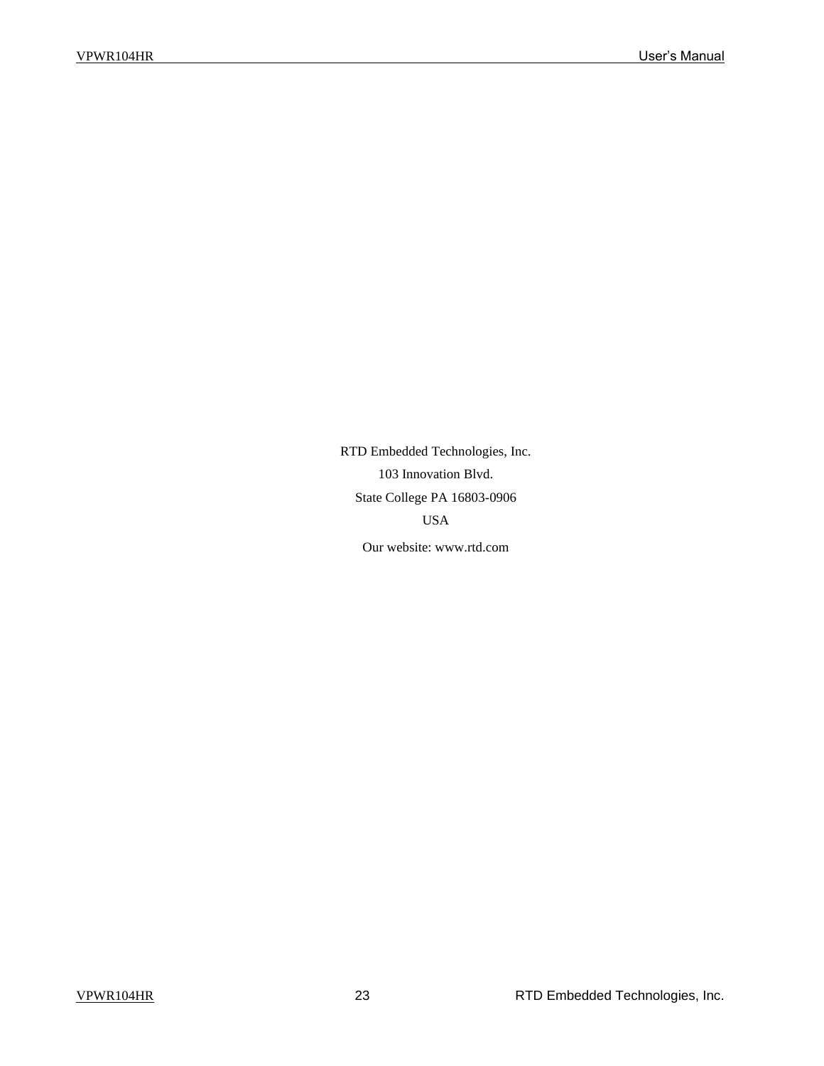RTD Embedded Technologies, Inc.

103 Innovation Blvd.

State College PA 16803-0906

USA

Our website: www.rtd.com